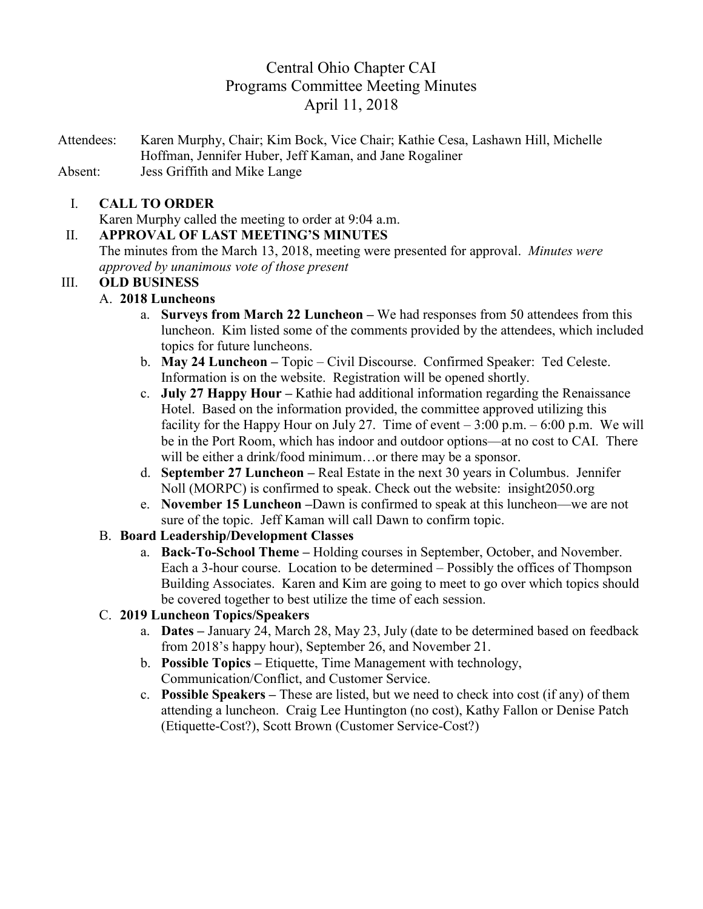# Central Ohio Chapter CAI
## Programs Committee Meeting Minutes
### April 11, 2018

Attendees: Karen Murphy, Chair; Kim Bock, Vice Chair; Kathie Cesa, Lashawn Hill, Michelle Hoffman, Jennifer Huber, Jeff Kaman, and Jane Rogaliner
Absent: Jess Griffith and Mike Lange

I. **CALL TO ORDER**
Karen Murphy called the meeting to order at 9:04 a.m.

II. **APPROVAL OF LAST MEETING'S MINUTES**
The minutes from the March 13, 2018, meeting were presented for approval. *Minutes were approved by unanimous vote of those present*

III. **OLD BUSINESS**

A. **2018 Luncheons**

a. **Surveys from March 22 Luncheon –** We had responses from 50 attendees from this luncheon. Kim listed some of the comments provided by the attendees, which included topics for future luncheons.

b. **May 24 Luncheon –** Topic – Civil Discourse. Confirmed Speaker: Ted Celeste. Information is on the website. Registration will be opened shortly.

c. **July 27 Happy Hour –** Kathie had additional information regarding the Renaissance Hotel. Based on the information provided, the committee approved utilizing this facility for the Happy Hour on July 27. Time of event – 3:00 p.m. – 6:00 p.m. We will be in the Port Room, which has indoor and outdoor options—at no cost to CAI. There will be either a drink/food minimum…or there may be a sponsor.

d. **September 27 Luncheon –** Real Estate in the next 30 years in Columbus. Jennifer Noll (MORPC) is confirmed to speak. Check out the website: insight2050.org

e. **November 15 Luncheon –**Dawn is confirmed to speak at this luncheon—we are not sure of the topic. Jeff Kaman will call Dawn to confirm topic.

B. **Board Leadership/Development Classes**

a. **Back-To-School Theme –** Holding courses in September, October, and November. Each a 3-hour course. Location to be determined – Possibly the offices of Thompson Building Associates. Karen and Kim are going to meet to go over which topics should be covered together to best utilize the time of each session.

C. **2019 Luncheon Topics/Speakers**

a. **Dates –** January 24, March 28, May 23, July (date to be determined based on feedback from 2018's happy hour), September 26, and November 21.

b. **Possible Topics –** Etiquette, Time Management with technology, Communication/Conflict, and Customer Service.

c. **Possible Speakers –** These are listed, but we need to check into cost (if any) of them attending a luncheon. Craig Lee Huntington (no cost), Kathy Fallon or Denise Patch (Etiquette-Cost?), Scott Brown (Customer Service-Cost?)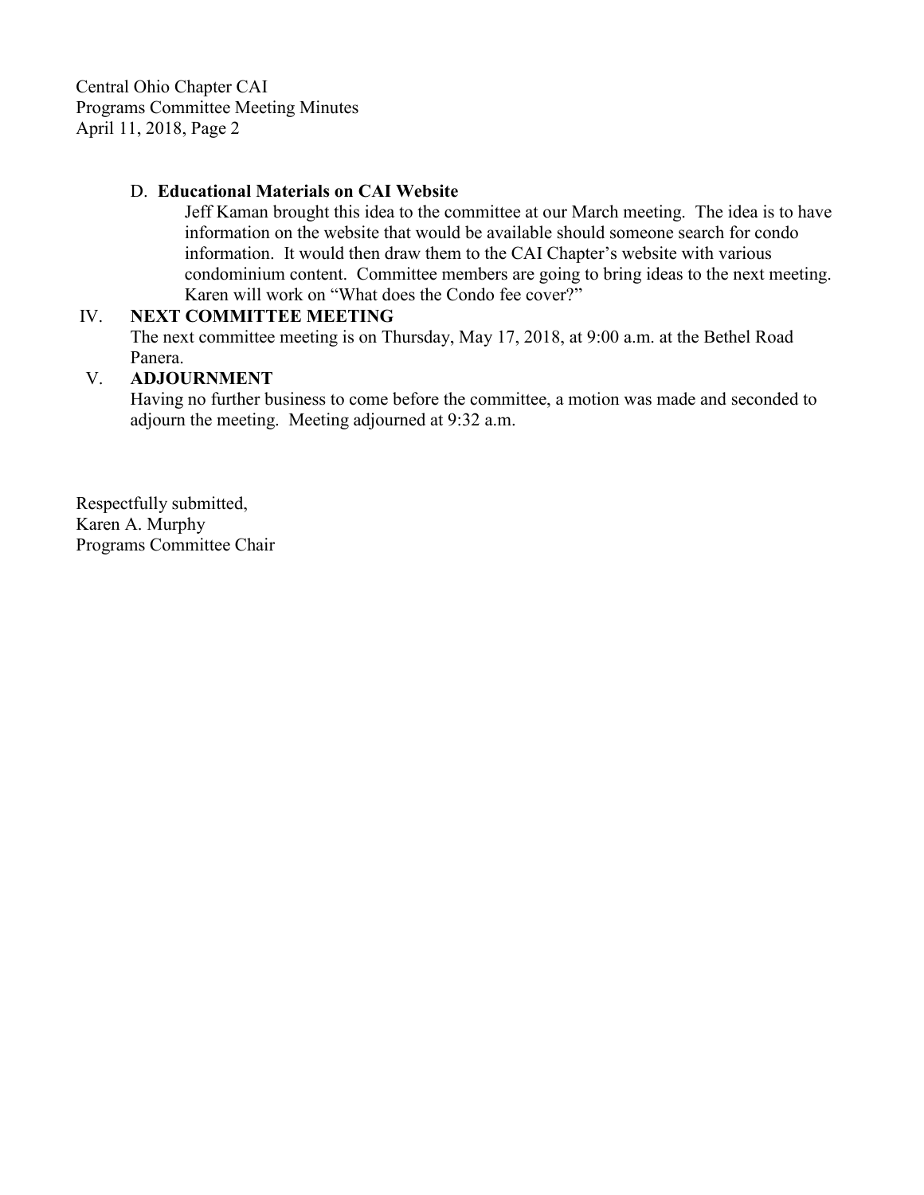D. **Educational Materials on CAI Website**

Jeff Kaman brought this idea to the committee at our March meeting. The idea is to have information on the website that would be available should someone search for condo information. It would then draw them to the CAI Chapter's website with various condominium content. Committee members are going to bring ideas to the next meeting. Karen will work on "What does the Condo fee cover?"

IV. **NEXT COMMITTEE MEETING**

The next committee meeting is on Thursday, May 17, 2018, at 9:00 a.m. at the Bethel Road Panera.

V. **ADJOURNMENT**

Having no further business to come before the committee, a motion was made and seconded to adjourn the meeting. Meeting adjourned at 9:32 a.m.

Respectfully submitted,
Karen A. Murphy
Programs Committee Chair